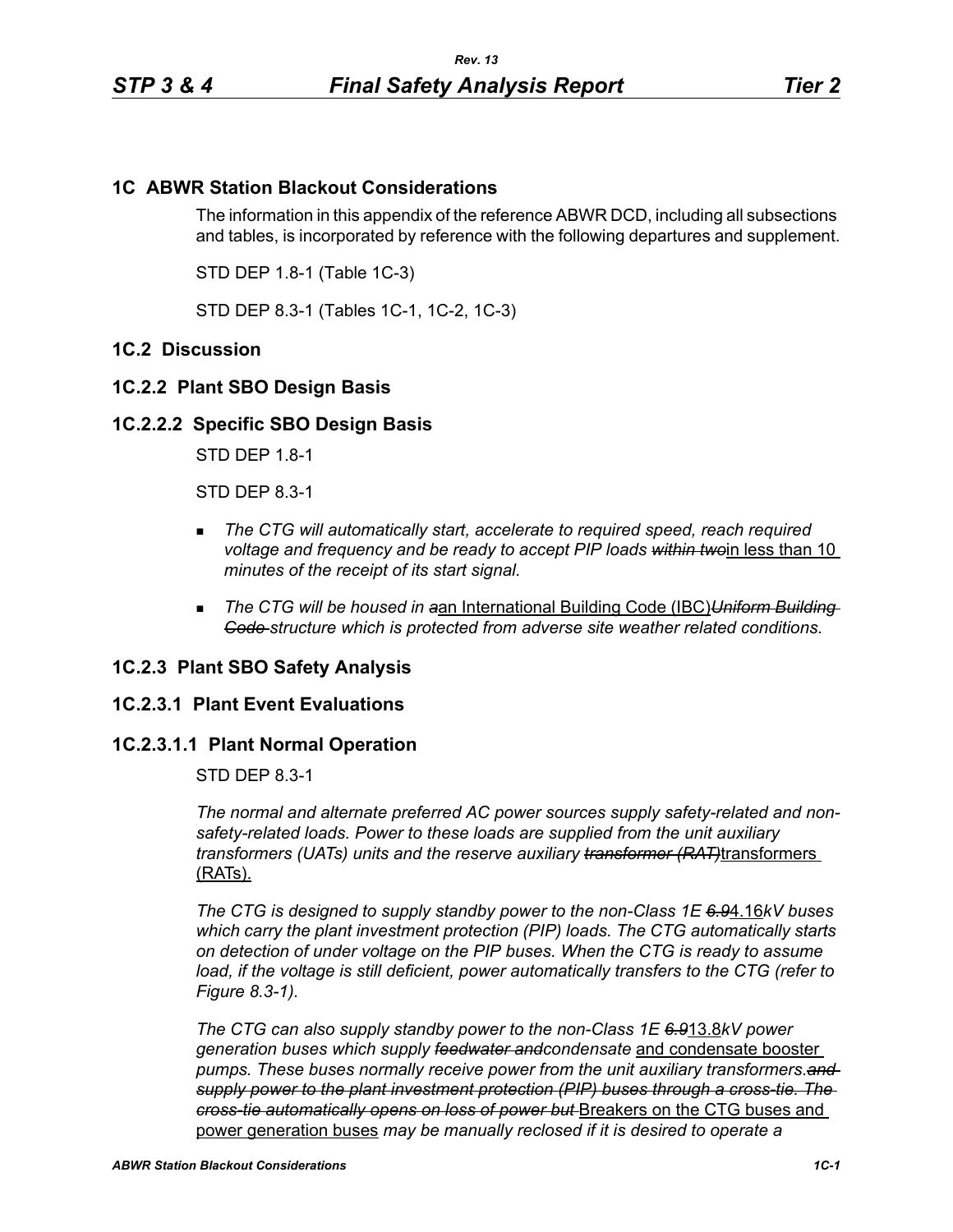# 1C ABWR Station Blackout Considerations

The information in this appendix of the reference ABWR DCD, including all subsections and tables, is incorporated by reference with the following departures and supplement.

STD DEP 1.8-1 (Table 1C-3)

STD DEP 8.3-1 (Tables 1C-1, 1C-2, 1C-3)

## 1C.2 Discussion

### 1C.2.2 Plant SBO Design Basis

#### 1C.2.2.2 Specific SBO Design Basis

STD DEP 1.8-1

STD DEP 8.3-1

- *The CTG will automatically start, accelerate to required speed, reach required voltage and frequency and be ready to accept PIP loads ~~within two~~*in less than 10 *minutes of the receipt of its start signal.*
- *The CTG will be housed in ~~a~~*an International Building Code (IBC)*~~Uniform Building Code~~ structure which is protected from adverse site weather related conditions.*

### 1C.2.3 Plant SBO Safety Analysis

#### 1C.2.3.1 Plant Event Evaluations

##### 1C.2.3.1.1 Plant Normal Operation

STD DEP 8.3-1

*The normal and alternate preferred AC power sources supply safety-related and non-safety-related loads. Power to these loads are supplied from the unit auxiliary transformers (UATs) units and the reserve auxiliary ~~transformer (RAT)~~*transformers (RATs).

*The CTG is designed to supply standby power to the non-Class 1E ~~6.9~~*4.16*kV buses which carry the plant investment protection (PIP) loads. The CTG automatically starts on detection of under voltage on the PIP buses. When the CTG is ready to assume load, if the voltage is still deficient, power automatically transfers to the CTG (refer to Figure 8.3-1).*

*The CTG can also supply standby power to the non-Class 1E ~~6.9~~*13.8*kV power generation buses which supply ~~feedwater and~~condensate* and condensate booster *pumps. These buses normally receive power from the unit auxiliary transformers.~~and supply power to the plant investment protection (PIP) buses through a cross-tie. The cross-tie automatically opens on loss of power but~~* Breakers on the CTG buses and power generation buses *may be manually reclosed if it is desired to operate a*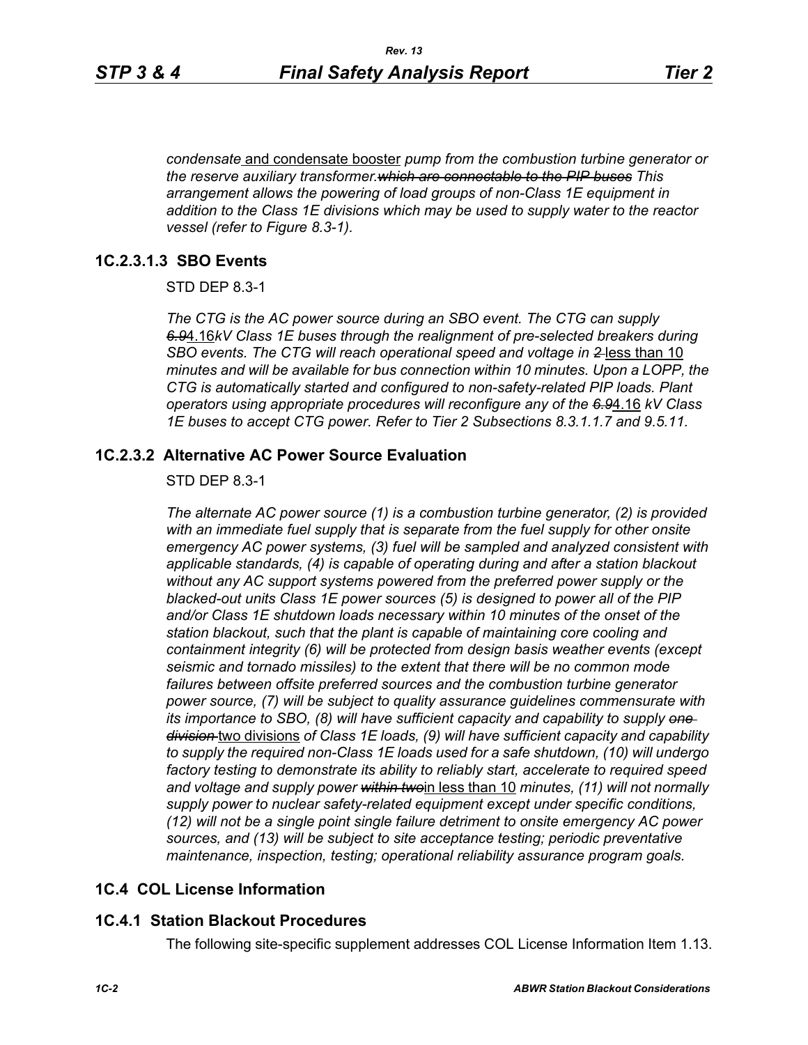*condensate* and condensate booster *pump from the combustion turbine generator or the reserve auxiliary transformer.~~which are connectable to the PIP buses~~ This arrangement allows the powering of load groups of non-Class 1E equipment in addition to the Class 1E divisions which may be used to supply water to the reactor vessel (refer to Figure 8.3-1).*

### 1C.2.3.1.3 SBO Events

STD DEP 8.3-1

*The CTG is the AC power source during an SBO event. The CTG can supply ~~6.9~~*4.16*kV Class 1E buses through the realignment of pre-selected breakers during SBO events. The CTG will reach operational speed and voltage in ~~2~~* less than 10 *minutes and will be available for bus connection within 10 minutes. Upon a LOPP, the CTG is automatically started and configured to non-safety-related PIP loads. Plant operators using appropriate procedures will reconfigure any of the ~~6.9~~*4.16 *kV Class 1E buses to accept CTG power. Refer to Tier 2 Subsections 8.3.1.1.7 and 9.5.11.*

## 1C.2.3.2 Alternative AC Power Source Evaluation

STD DEP 8.3-1

*The alternate AC power source (1) is a combustion turbine generator, (2) is provided with an immediate fuel supply that is separate from the fuel supply for other onsite emergency AC power systems, (3) fuel will be sampled and analyzed consistent with applicable standards, (4) is capable of operating during and after a station blackout without any AC support systems powered from the preferred power supply or the blacked-out units Class 1E power sources (5) is designed to power all of the PIP and/or Class 1E shutdown loads necessary within 10 minutes of the onset of the station blackout, such that the plant is capable of maintaining core cooling and containment integrity (6) will be protected from design basis weather events (except seismic and tornado missiles) to the extent that there will be no common mode failures between offsite preferred sources and the combustion turbine generator power source, (7) will be subject to quality assurance guidelines commensurate with its importance to SBO, (8) will have sufficient capacity and capability to supply ~~one division~~* two divisions *of Class 1E loads, (9) will have sufficient capacity and capability to supply the required non-Class 1E loads used for a safe shutdown, (10) will undergo factory testing to demonstrate its ability to reliably start, accelerate to required speed and voltage and supply power ~~within two~~*in less than 10 *minutes, (11) will not normally supply power to nuclear safety-related equipment except under specific conditions, (12) will not be a single point single failure detriment to onsite emergency AC power sources, and (13) will be subject to site acceptance testing; periodic preventative maintenance, inspection, testing; operational reliability assurance program goals.*

## 1C.4 COL License Information

## 1C.4.1 Station Blackout Procedures

The following site-specific supplement addresses COL License Information Item 1.13.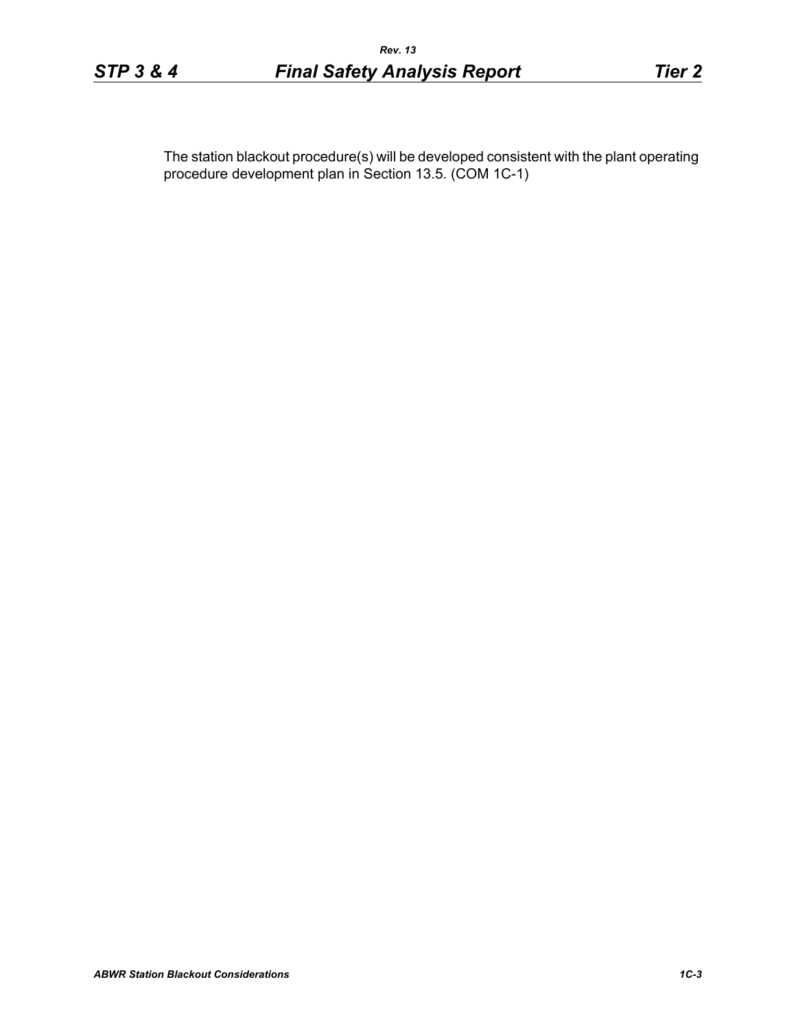The station blackout procedure(s) will be developed consistent with the plant operating procedure development plan in Section 13.5. (COM 1C-1)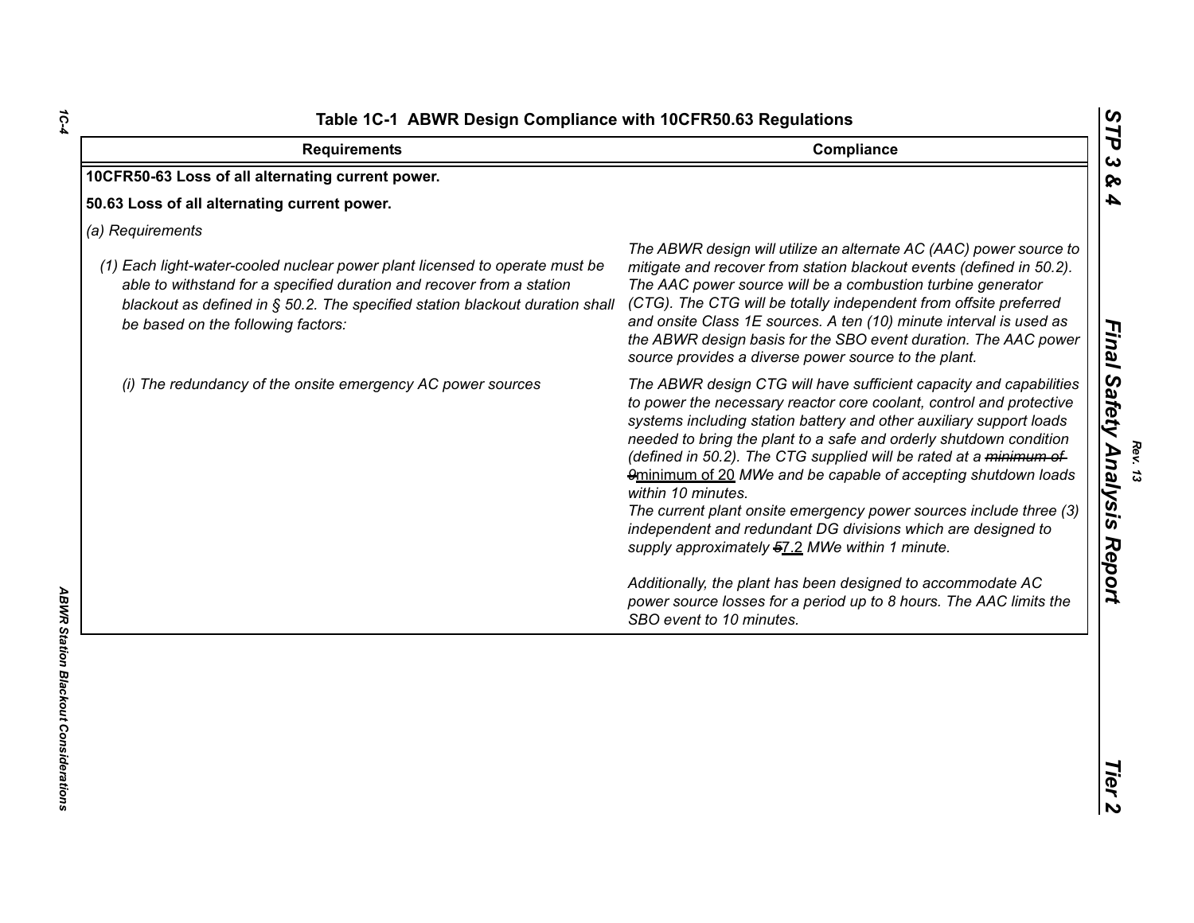**Table 1C-1 ABWR Design Compliance with 10CFR50.63 Regulations**

| Requirements | Compliance |
|---|---|
| **10CFR50-63 Loss of all alternating current power.** | |
| **50.63 Loss of all alternating current power.** | |
| *(a) Requirements* | |
| *(1) Each light-water-cooled nuclear power plant licensed to operate must be able to withstand for a specified duration and recover from a station blackout as defined in § 50.2. The specified station blackout duration shall be based on the following factors:* | *The ABWR design will utilize an alternate AC (AAC) power source to mitigate and recover from station blackout events (defined in 50.2). The AAC power source will be a combustion turbine generator (CTG). The CTG will be totally independent from offsite preferred and onsite Class 1E sources. A ten (10) minute interval is used as the ABWR design basis for the SBO event duration. The AAC power source provides a diverse power source to the plant.* |
| *(i) The redundancy of the onsite emergency AC power sources* | *The ABWR design CTG will have sufficient capacity and capabilities to power the necessary reactor core coolant, control and protective systems including station battery and other auxiliary support loads needed to bring the plant to a safe and orderly shutdown condition (defined in 50.2). The CTG supplied will be rated at a ~~minimum of 9~~minimum of 20 MWe and be capable of accepting shutdown loads within 10 minutes.* <br> *The current plant onsite emergency power sources include three (3) independent and redundant DG divisions which are designed to supply approximately ~~5~~7.2 MWe within 1 minute.* <br><br> *Additionally, the plant has been designed to accommodate AC power source losses for a period up to 8 hours. The AAC limits the SBO event to 10 minutes.* |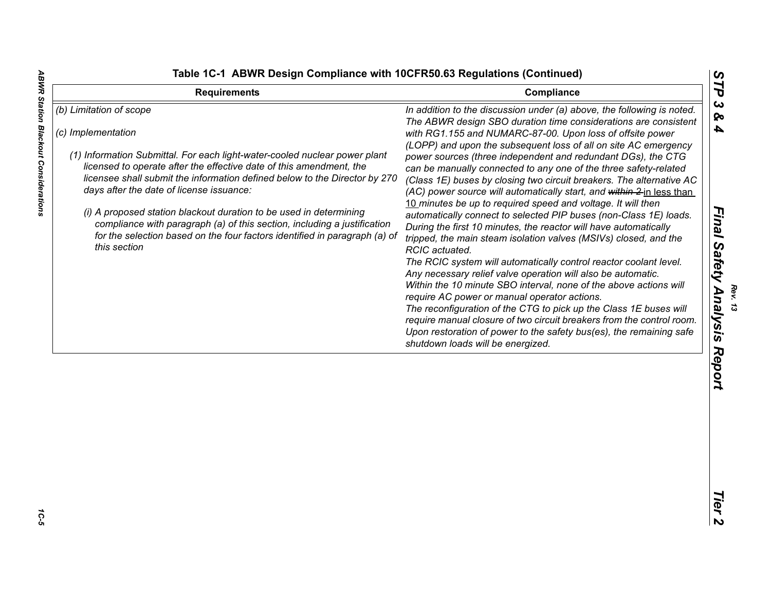## Table 1C-1 ABWR Design Compliance with 10CFR50.63 Regulations (Continued)

| Requirements | Compliance |
|---|---|
| *(b) Limitation of scope*<br><br>*(c) Implementation*<br><br>*(1) Information Submittal. For each light-water-cooled nuclear power plant licensed to operate after the effective date of this amendment, the licensee shall submit the information defined below to the Director by 270 days after the date of license issuance:*<br><br>*(i) A proposed station blackout duration to be used in determining compliance with paragraph (a) of this section, including a justification for the selection based on the four factors identified in paragraph (a) of this section* | *In addition to the discussion under (a) above, the following is noted. The ABWR design SBO duration time considerations are consistent with RG1.155 and NUMARC-87-00. Upon loss of offsite power (LOPP) and upon the subsequent loss of all on site AC emergency power sources (three independent and redundant DGs), the CTG can be manually connected to any one of the three safety-related (Class 1E) buses by closing two circuit breakers. The alternative AC (AC) power source will automatically start, and ~~within 2~~ in less than 10 minutes be up to required speed and voltage. It will then automatically connect to selected PIP buses (non-Class 1E) loads. During the first 10 minutes, the reactor will have automatically tripped, the main steam isolation valves (MSIVs) closed, and the RCIC actuated.*<br>*The RCIC system will automatically control reactor coolant level. Any necessary relief valve operation will also be automatic.*<br>*Within the 10 minute SBO interval, none of the above actions will require AC power or manual operator actions.*<br>*The reconfiguration of the CTG to pick up the Class 1E buses will require manual closure of two circuit breakers from the control room. Upon restoration of power to the safety bus(es), the remaining safe shutdown loads will be energized.* |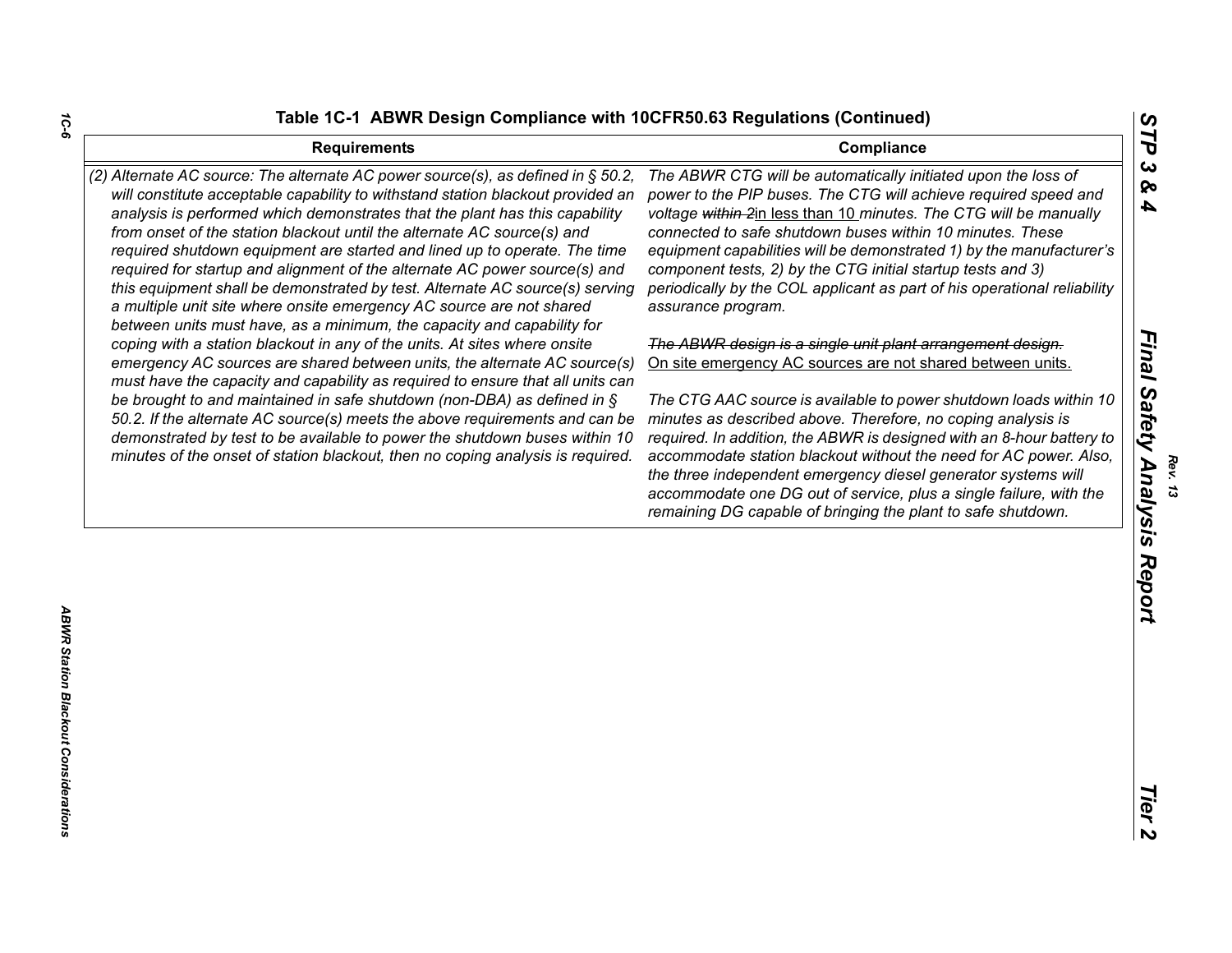**Table 1C-1 ABWR Design Compliance with 10CFR50.63 Regulations (Continued)**

| Requirements | Compliance |
|---|---|
| *(2) Alternate AC source: The alternate AC power source(s), as defined in § 50.2, will constitute acceptable capability to withstand station blackout provided an analysis is performed which demonstrates that the plant has this capability from onset of the station blackout until the alternate AC source(s) and required shutdown equipment are started and lined up to operate. The time required for startup and alignment of the alternate AC power source(s) and this equipment shall be demonstrated by test. Alternate AC source(s) serving a multiple unit site where onsite emergency AC source are not shared between units must have, as a minimum, the capacity and capability for coping with a station blackout in any of the units. At sites where onsite emergency AC sources are shared between units, the alternate AC source(s) must have the capacity and capability as required to ensure that all units can be brought to and maintained in safe shutdown (non-DBA) as defined in § 50.2. If the alternate AC source(s) meets the above requirements and can be demonstrated by test to be available to power the shutdown buses within 10 minutes of the onset of station blackout, then no coping analysis is required.* | *The ABWR CTG will be automatically initiated upon the loss of power to the PIP buses. The CTG will achieve required speed and voltage ~~within 2~~<u>in less than 10</u> minutes. The CTG will be manually connected to safe shutdown buses within 10 minutes. These equipment capabilities will be demonstrated 1) by the manufacturer's component tests, 2) by the CTG initial startup tests and 3) periodically by the COL applicant as part of his operational reliability assurance program.*<br><br>*~~The ABWR design is a single unit plant arrangement design.~~* <u>On site emergency AC sources are not shared between units.</u><br><br>*The CTG AAC source is available to power shutdown loads within 10 minutes as described above. Therefore, no coping analysis is required. In addition, the ABWR is designed with an 8-hour battery to accommodate station blackout without the need for AC power. Also, the three independent emergency diesel generator systems will accommodate one DG out of service, plus a single failure, with the remaining DG capable of bringing the plant to safe shutdown.* |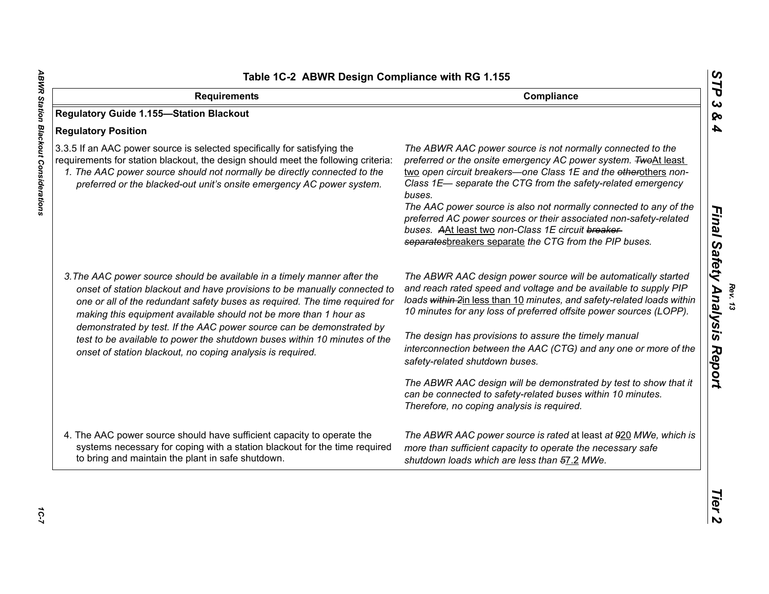## Table 1C-2 ABWR Design Compliance with RG 1.155

| Requirements | Compliance |
|---|---|
| **Regulatory Guide 1.155—Station Blackout** | |
| **Regulatory Position** | |
| 3.3.5 If an AAC power source is selected specifically for satisfying the requirements for station blackout, the design should meet the following criteria:<br>*1. The AAC power source should not normally be directly connected to the preferred or the blacked-out unit's onsite emergency AC power system.* | *The ABWR AAC power source is not normally connected to the preferred or the onsite emergency AC power system.* ~~*Two*~~At least two *open circuit breakers—one Class 1E and the* ~~*other*~~others *non-Class 1E— separate the CTG from the safety-related emergency buses.*<br>*The AAC power source is also not normally connected to any of the preferred AC power sources or their associated non-safety-related buses.* ~~*A*~~At least two *non-Class 1E circuit* ~~*breaker separates*~~breakers separate *the CTG from the PIP buses.* |
| *3.The AAC power source should be available in a timely manner after the onset of station blackout and have provisions to be manually connected to one or all of the redundant safety buses as required. The time required for making this equipment available should not be more than 1 hour as demonstrated by test. If the AAC power source can be demonstrated by test to be available to power the shutdown buses within 10 minutes of the onset of station blackout, no coping analysis is required.* | *The ABWR AAC design power source will be automatically started and reach rated speed and voltage and be available to supply PIP loads* ~~*within 2*~~in less than 10 *minutes, and safety-related loads within 10 minutes for any loss of preferred offsite power sources (LOPP).*<br>*The design has provisions to assure the timely manual interconnection between the AAC (CTG) and any one or more of the safety-related shutdown buses.*<br>*The ABWR AAC design will be demonstrated by test to show that it can be connected to safety-related buses within 10 minutes. Therefore, no coping analysis is required.* |
| 4. The AAC power source should have sufficient capacity to operate the systems necessary for coping with a station blackout for the time required to bring and maintain the plant in safe shutdown. | *The ABWR AAC power source is rated* at least *at* ~~*9*~~20 *MWe, which is more than sufficient capacity to operate the necessary safe shutdown loads which are less than* ~~*5*~~7.2 *MWe.* |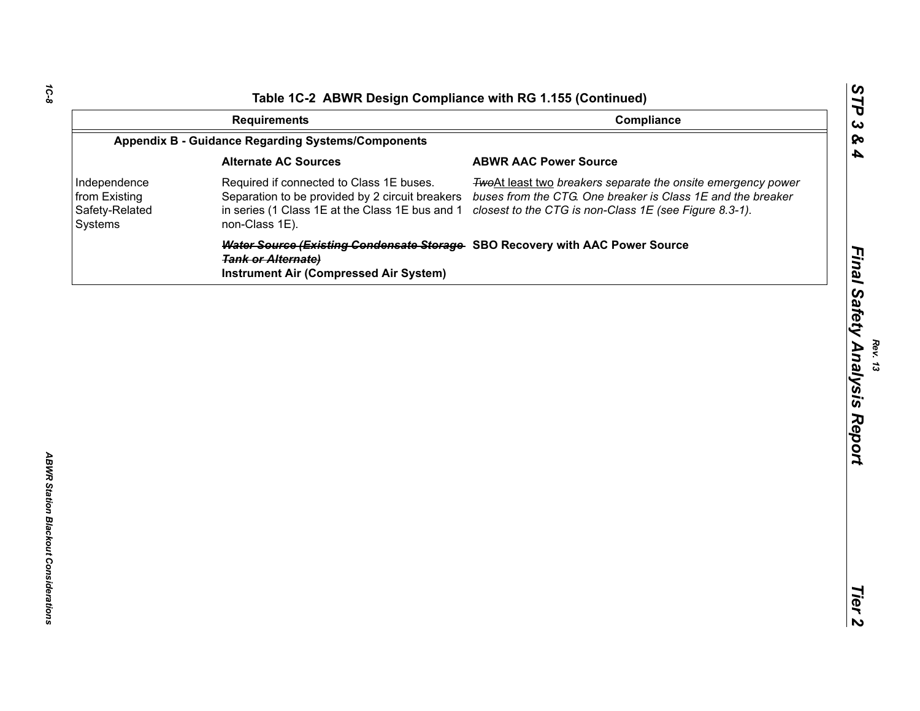Table 1C-2 ABWR Design Compliance with RG 1.155 (Continued)

| Requirements | | Compliance |
|---|---|---|
| **Appendix B - Guidance Regarding Systems/Components** | | |
| | **Alternate AC Sources** | **ABWR AAC Power Source** |
| Independence from Existing Safety-Related Systems | Required if connected to Class 1E buses. Separation to be provided by 2 circuit breakers in series (1 Class 1E at the Class 1E bus and 1 non-Class 1E). | ~~*Two*~~At least two *breakers separate the onsite emergency power buses from the CTG. One breaker is Class 1E and the breaker closest to the CTG is non-Class 1E (see Figure 8.3-1).* |
| | ~~***Water Source (Existing Condensate Storage Tank or Alternate)***~~ **Instrument Air (Compressed Air System)** | **SBO Recovery with AAC Power Source** |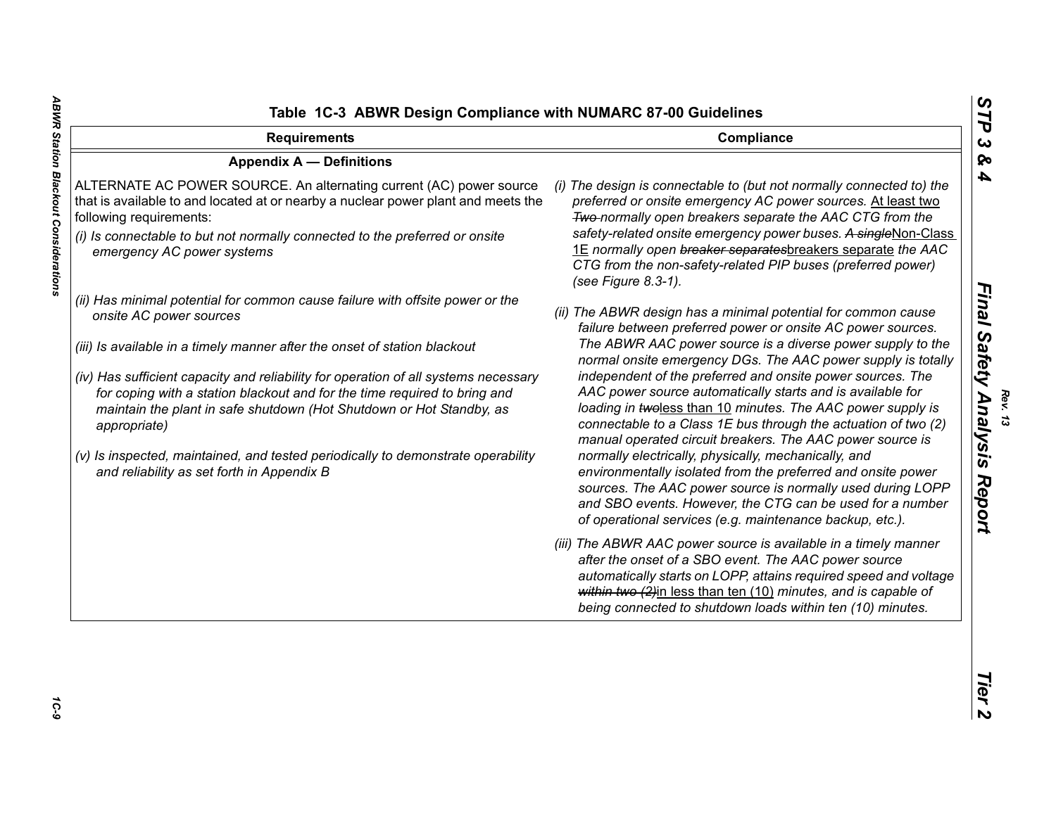## Table 1C-3 ABWR Design Compliance with NUMARC 87-00 Guidelines

| Requirements | Compliance |
|---|---|
| **Appendix A — Definitions** | |
| ALTERNATE AC POWER SOURCE. An alternating current (AC) power source that is available to and located at or nearby a nuclear power plant and meets the following requirements:<br>*(i) Is connectable to but not normally connected to the preferred or onsite emergency AC power systems* | *(i) The design is connectable to (but not normally connected to) the preferred or onsite emergency AC power sources.* At least two ~~Two~~ *normally open breakers separate the AAC CTG from the safety-related onsite emergency power buses.* ~~*A single*~~Non-Class 1E *normally open* ~~*breaker separates*~~breakers separate *the AAC CTG from the non-safety-related PIP buses (preferred power) (see Figure 8.3-1).* |
| *(ii) Has minimal potential for common cause failure with offsite power or the onsite AC power sources*<br>*(iii) Is available in a timely manner after the onset of station blackout*<br>*(iv) Has sufficient capacity and reliability for operation of all systems necessary for coping with a station blackout and for the time required to bring and maintain the plant in safe shutdown (Hot Shutdown or Hot Standby, as appropriate)*<br>*(v) Is inspected, maintained, and tested periodically to demonstrate operability and reliability as set forth in Appendix B* | *(ii) The ABWR design has a minimal potential for common cause failure between preferred power or onsite AC power sources. The ABWR AAC power source is a diverse power supply to the normal onsite emergency DGs. The AAC power supply is totally independent of the preferred and onsite power sources. The AAC power source automatically starts and is available for loading in* ~~*two*~~less than 10 *minutes. The AAC power supply is connectable to a Class 1E bus through the actuation of two (2) manual operated circuit breakers. The AAC power source is normally electrically, physically, mechanically, and environmentally isolated from the preferred and onsite power sources. The AAC power source is normally used during LOPP and SBO events. However, the CTG can be used for a number of operational services (e.g. maintenance backup, etc.).*<br>*(iii) The ABWR AAC power source is available in a timely manner after the onset of a SBO event. The AAC power source automatically starts on LOPP, attains required speed and voltage* ~~*within two (2)*~~in less than ten (10) *minutes, and is capable of being connected to shutdown loads within ten (10) minutes.* |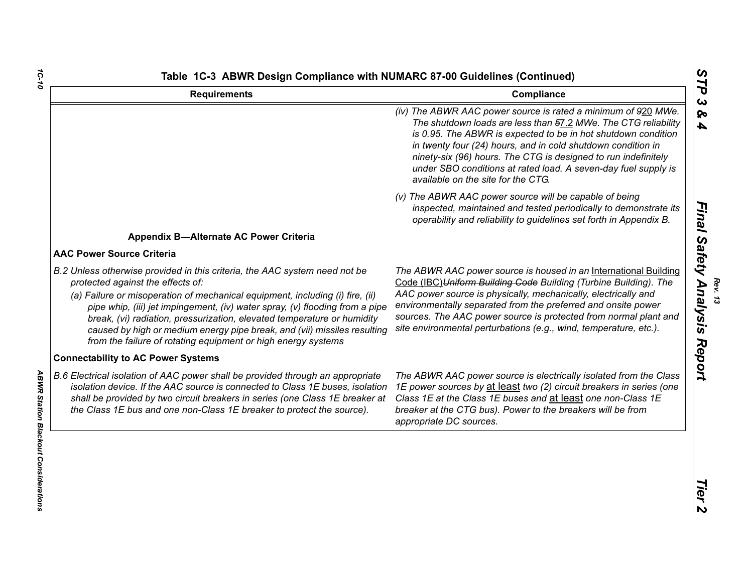## Table 1C-3 ABWR Design Compliance with NUMARC 87-00 Guidelines (Continued)

| Requirements | Compliance |
|---|---|
| | *(iv) The ABWR AAC power source is rated a minimum of ~~9~~20 MWe. The shutdown loads are less than ~~5~~7.2 MWe. The CTG reliability is 0.95. The ABWR is expected to be in hot shutdown condition in twenty four (24) hours, and in cold shutdown condition in ninety-six (96) hours. The CTG is designed to run indefinitely under SBO conditions at rated load. A seven-day fuel supply is available on the site for the CTG.* |
| | *(v) The ABWR AAC power source will be capable of being inspected, maintained and tested periodically to demonstrate its operability and reliability to guidelines set forth in Appendix B.* |
| **Appendix B—Alternate AC Power Criteria** | |
| **AAC Power Source Criteria** | |
| *B.2 Unless otherwise provided in this criteria, the AAC system need not be protected against the effects of:* *(a) Failure or misoperation of mechanical equipment, including (i) fire, (ii) pipe whip, (iii) jet impingement, (iv) water spray, (v) flooding from a pipe break, (vi) radiation, pressurization, elevated temperature or humidity caused by high or medium energy pipe break, and (vii) missiles resulting from the failure of rotating equipment or high energy systems* | *The ABWR AAC power source is housed in an International Building Code (IBC)~~Uniform Building Code~~ Building (Turbine Building). The AAC power source is physically, mechanically, electrically and environmentally separated from the preferred and onsite power sources. The AAC power source is protected from normal plant and site environmental perturbations (e.g., wind, temperature, etc.).* |
| **Connectability to AC Power Systems** | |
| *B.6 Electrical isolation of AAC power shall be provided through an appropriate isolation device. If the AAC source is connected to Class 1E buses, isolation shall be provided by two circuit breakers in series (one Class 1E breaker at the Class 1E bus and one non-Class 1E breaker to protect the source).* | *The ABWR AAC power source is electrically isolated from the Class 1E power sources by at least two (2) circuit breakers in series (one Class 1E at the Class 1E buses and at least one non-Class 1E breaker at the CTG bus). Power to the breakers will be from appropriate DC sources.* |